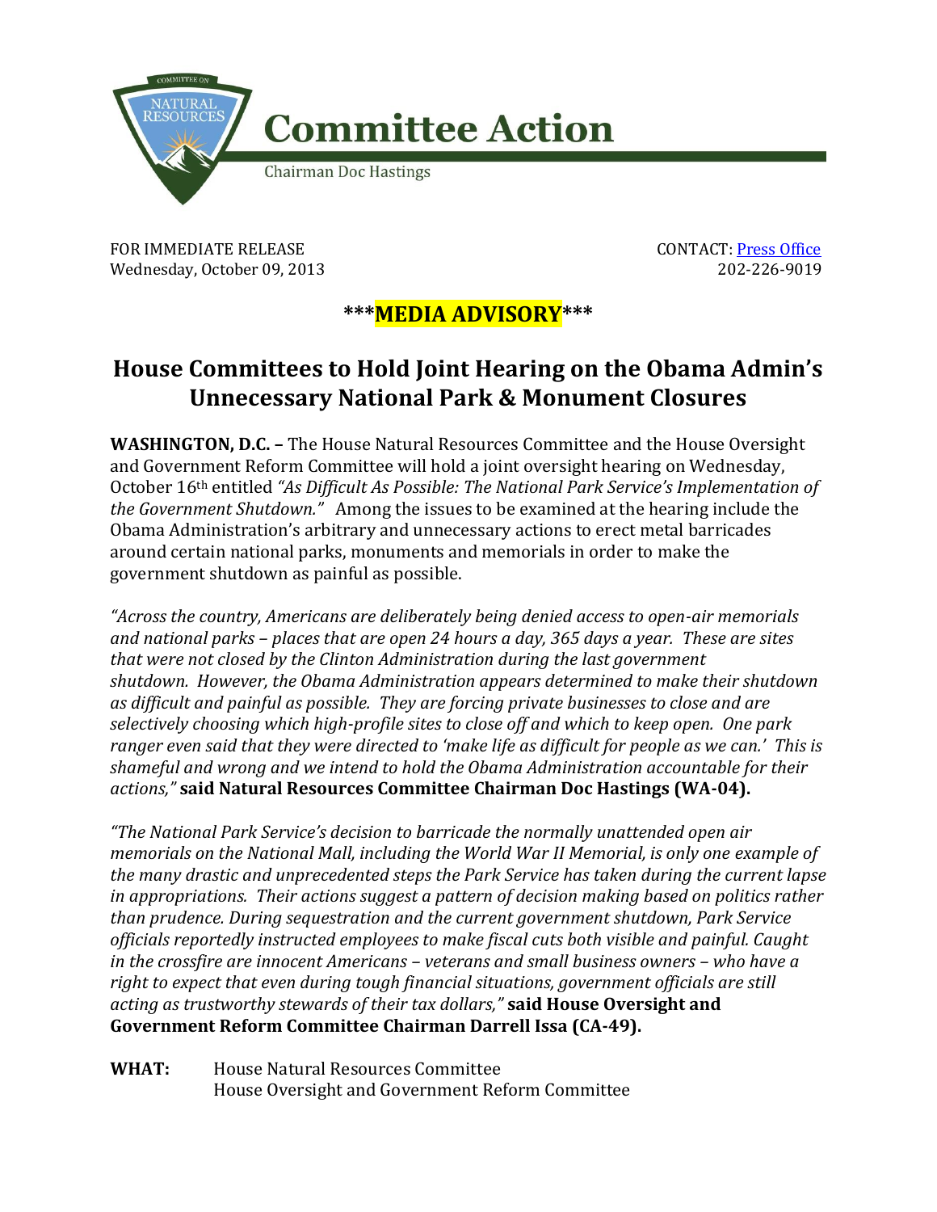COMMITTEE ON NATURAL RESOURCES

# Committee Action

Chairman Doc Hastings

FOR IMMEDIATE RELEASE
Wednesday, October 09, 2013

CONTACT: [Press Office](Press Office)
202-226-9019

**\*\*\*MEDIA ADVISORY\*\*\***

## House Committees to Hold Joint Hearing on the Obama Admin's Unnecessary National Park & Monument Closures

**WASHINGTON, D.C. –** The House Natural Resources Committee and the House Oversight and Government Reform Committee will hold a joint oversight hearing on Wednesday, October 16th entitled *"As Difficult As Possible: The National Park Service's Implementation of the Government Shutdown."* Among the issues to be examined at the hearing include the Obama Administration's arbitrary and unnecessary actions to erect metal barricades around certain national parks, monuments and memorials in order to make the government shutdown as painful as possible.

*"Across the country, Americans are deliberately being denied access to open-air memorials and national parks – places that are open 24 hours a day, 365 days a year. These are sites that were not closed by the Clinton Administration during the last government shutdown. However, the Obama Administration appears determined to make their shutdown as difficult and painful as possible. They are forcing private businesses to close and are selectively choosing which high-profile sites to close off and which to keep open. One park ranger even said that they were directed to 'make life as difficult for people as we can.' This is shameful and wrong and we intend to hold the Obama Administration accountable for their actions,"* **said Natural Resources Committee Chairman Doc Hastings (WA-04).**

*"The National Park Service's decision to barricade the normally unattended open air memorials on the National Mall, including the World War II Memorial, is only one example of the many drastic and unprecedented steps the Park Service has taken during the current lapse in appropriations. Their actions suggest a pattern of decision making based on politics rather than prudence. During sequestration and the current government shutdown, Park Service officials reportedly instructed employees to make fiscal cuts both visible and painful. Caught in the crossfire are innocent Americans – veterans and small business owners – who have a right to expect that even during tough financial situations, government officials are still acting as trustworthy stewards of their tax dollars,"* **said House Oversight and Government Reform Committee Chairman Darrell Issa (CA-49).**

**WHAT:** House Natural Resources Committee
House Oversight and Government Reform Committee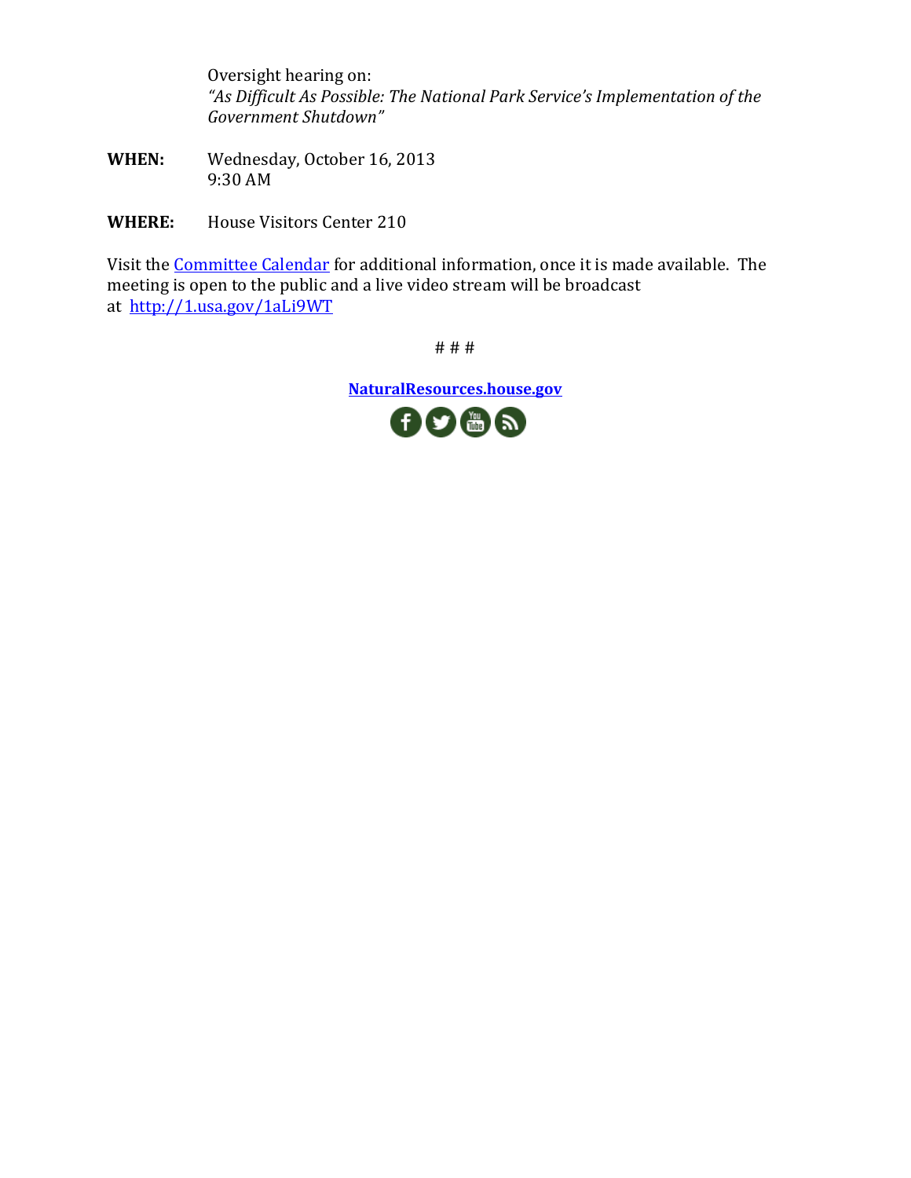Oversight hearing on:
*"As Difficult As Possible: The National Park Service's Implementation of the Government Shutdown"*

**WHEN:** Wednesday, October 16, 2013
9:30 AM

**WHERE:** House Visitors Center 210

Visit the Committee Calendar for additional information, once it is made available. The meeting is open to the public and a live video stream will be broadcast at http://1.usa.gov/1aLi9WT

# # #

**NaturalResources.house.gov**